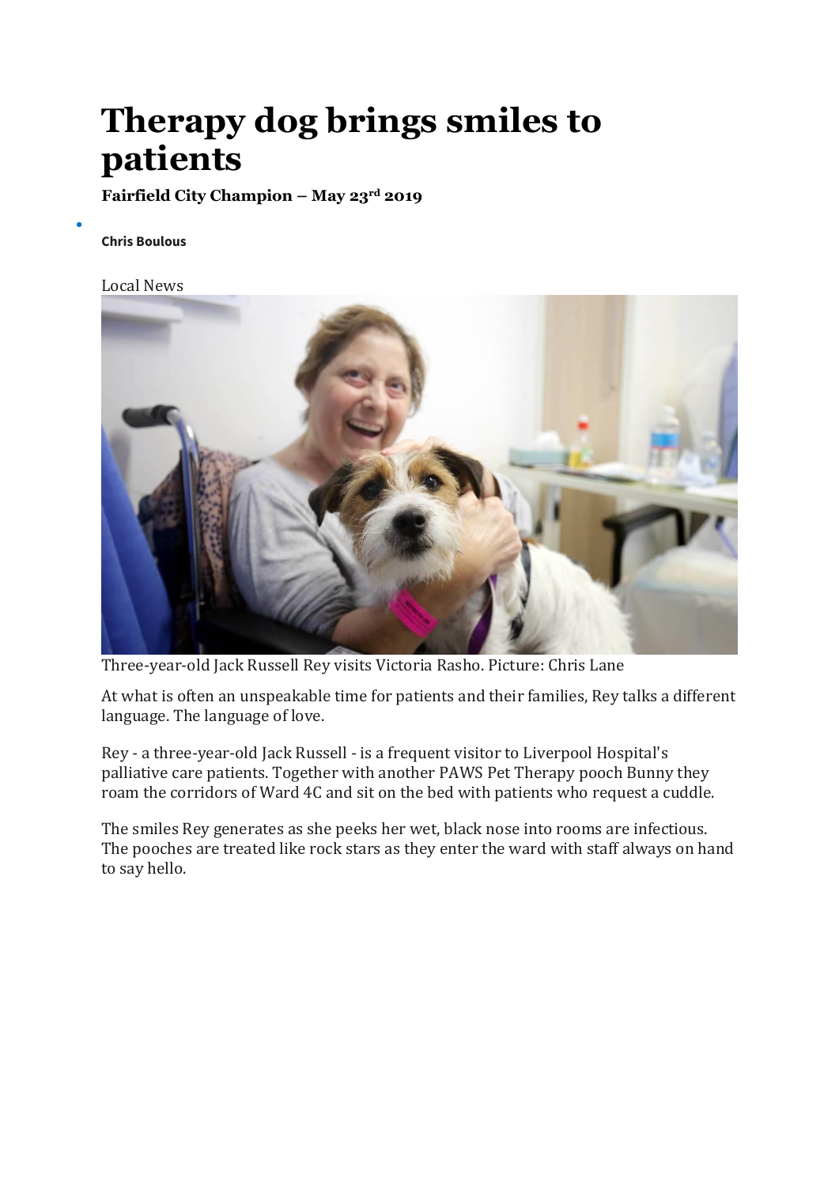# Therapy dog brings smiles to patients

**Fairfield City Champion – May 23rd 2019**

- **Chris Boulous**

Local News

Three-year-old Jack Russell Rey visits Victoria Rasho. Picture: Chris Lane

At what is often an unspeakable time for patients and their families, Rey talks a different language. The language of love.

Rey - a three-year-old Jack Russell - is a frequent visitor to Liverpool Hospital's palliative care patients. Together with another PAWS Pet Therapy pooch Bunny they roam the corridors of Ward 4C and sit on the bed with patients who request a cuddle.

The smiles Rey generates as she peeks her wet, black nose into rooms are infectious. The pooches are treated like rock stars as they enter the ward with staff always on hand to say hello.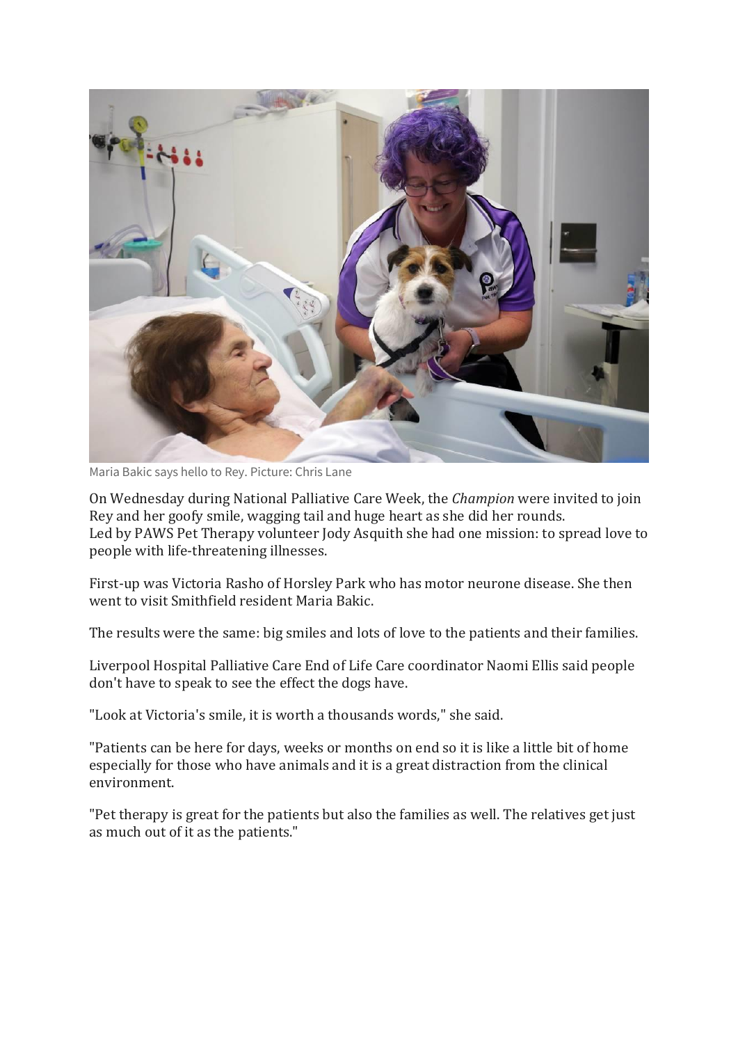Maria Bakic says hello to Rey. Picture: Chris Lane

On Wednesday during National Palliative Care Week, the *Champion* were invited to join Rey and her goofy smile, wagging tail and huge heart as she did her rounds. Led by PAWS Pet Therapy volunteer Jody Asquith she had one mission: to spread love to people with life-threatening illnesses.

First-up was Victoria Rasho of Horsley Park who has motor neurone disease. She then went to visit Smithfield resident Maria Bakic.

The results were the same: big smiles and lots of love to the patients and their families.

Liverpool Hospital Palliative Care End of Life Care coordinator Naomi Ellis said people don't have to speak to see the effect the dogs have.

"Look at Victoria's smile, it is worth a thousands words," she said.

"Patients can be here for days, weeks or months on end so it is like a little bit of home especially for those who have animals and it is a great distraction from the clinical environment.

"Pet therapy is great for the patients but also the families as well. The relatives get just as much out of it as the patients."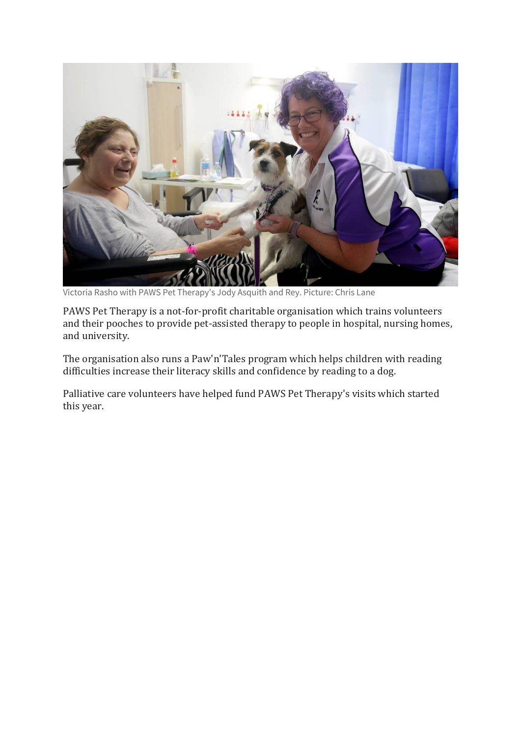Victoria Rasho with PAWS Pet Therapy's Jody Asquith and Rey. Picture: Chris Lane

PAWS Pet Therapy is a not-for-profit charitable organisation which trains volunteers and their pooches to provide pet-assisted therapy to people in hospital, nursing homes, and university.

The organisation also runs a Paw'n'Tales program which helps children with reading difficulties increase their literacy skills and confidence by reading to a dog.

Palliative care volunteers have helped fund PAWS Pet Therapy's visits which started this year.